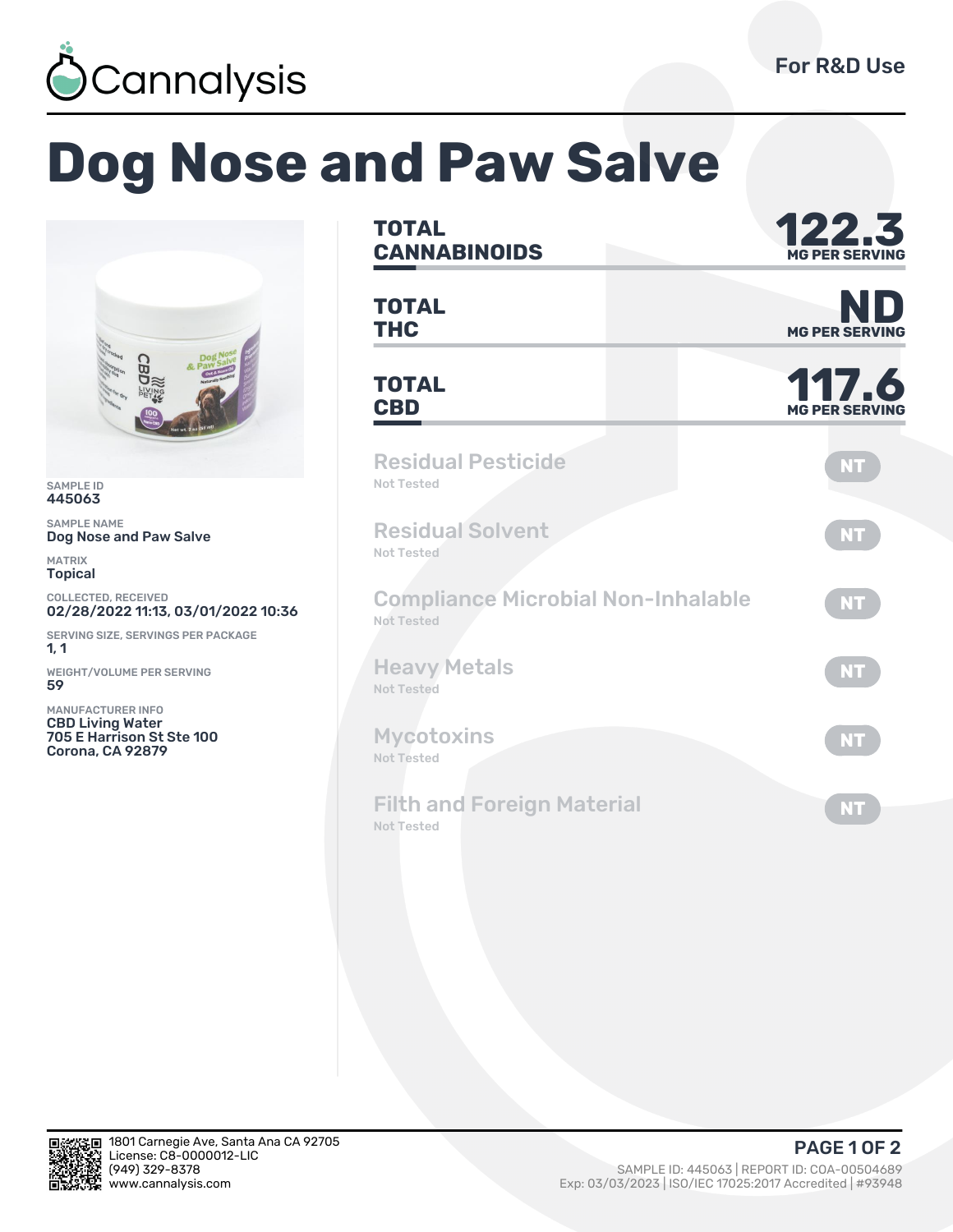Cannalysis

For R&D Use

# Dog Nose and Paw Salve

SAMPLE ID
445063

SAMPLE NAME
Dog Nose and Paw Salve

MATRIX
Topical

COLLECTED, RECEIVED
02/28/2022 11:13, 03/01/2022 10:36

SERVING SIZE, SERVINGS PER PACKAGE
1, 1

WEIGHT/VOLUME PER SERVING
59

MANUFACTURER INFO
CBD Living Water
705 E Harrison St Ste 100
Corona, CA 92879

| | | |
|---|---|---|
| **TOTAL CANNABINOIDS** | **122.3** | MG PER SERVING |
| **TOTAL THC** | **ND** | MG PER SERVING |
| **TOTAL CBD** | **117.6** | MG PER SERVING |

| Test | Status | Result |
|---|---|---|
| Residual Pesticide | Not Tested | NT |
| Residual Solvent | Not Tested | NT |
| Compliance Microbial Non-Inhalable | Not Tested | NT |
| Heavy Metals | Not Tested | NT |
| Mycotoxins | Not Tested | NT |
| Filth and Foreign Material | Not Tested | NT |

1801 Carnegie Ave, Santa Ana CA 92705
License: C8-0000012-LIC
(949) 329-8378
www.cannalysis.com

SAMPLE ID: 445063 | REPORT ID: COA-00504689
Exp: 03/03/2023 | ISO/IEC 17025:2017 Accredited | #93948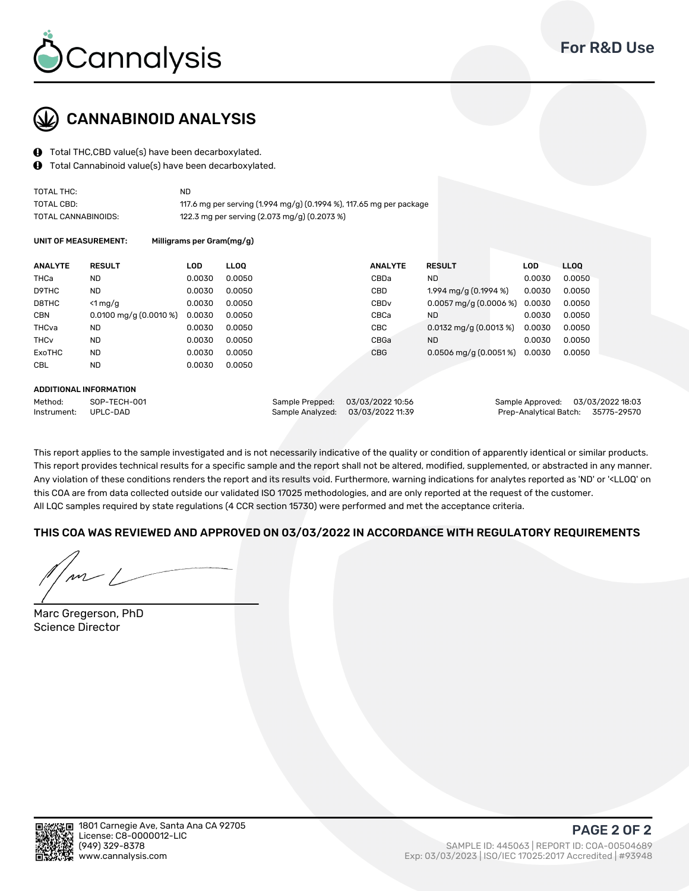Cannalysis

For R&D Use

## CANNABINOID ANALYSIS

- Total THC,CBD value(s) have been decarboxylated.
- Total Cannabinoid value(s) have been decarboxylated.

| | |
|---|---|
| TOTAL THC: | ND |
| TOTAL CBD: | 117.6 mg per serving (1.994 mg/g) (0.1994 %), 117.65 mg per package |
| TOTAL CANNABINOIDS: | 122.3 mg per serving (2.073 mg/g) (0.2073 %) |

**UNIT OF MEASUREMENT:** **Milligrams per Gram(mg/g)**

| ANALYTE | RESULT | LOD | LLOQ | ANALYTE | RESULT | LOD | LLOQ |
|---|---|---|---|---|---|---|---|
| THCa | ND | 0.0030 | 0.0050 | CBDa | ND | 0.0030 | 0.0050 |
| D9THC | ND | 0.0030 | 0.0050 | CBD | 1.994 mg/g (0.1994 %) | 0.0030 | 0.0050 |
| D8THC | <1 mg/g | 0.0030 | 0.0050 | CBDv | 0.0057 mg/g (0.0006 %) | 0.0030 | 0.0050 |
| CBN | 0.0100 mg/g (0.0010 %) | 0.0030 | 0.0050 | CBCa | ND | 0.0030 | 0.0050 |
| THCva | ND | 0.0030 | 0.0050 | CBC | 0.0132 mg/g (0.0013 %) | 0.0030 | 0.0050 |
| THCv | ND | 0.0030 | 0.0050 | CBGa | ND | 0.0030 | 0.0050 |
| ExoTHC | ND | 0.0030 | 0.0050 | CBG | 0.0506 mg/g (0.0051 %) | 0.0030 | 0.0050 |
| CBL | ND | 0.0030 | 0.0050 | | | | |

**ADDITIONAL INFORMATION**

| | | | | | |
|---|---|---|---|---|---|
| Method: | SOP-TECH-001 | Sample Prepped: | 03/03/2022 10:56 | Sample Approved: | 03/03/2022 18:03 |
| Instrument: | UPLC-DAD | Sample Analyzed: | 03/03/2022 11:39 | Prep-Analytical Batch: | 35775-29570 |

This report applies to the sample investigated and is not necessarily indicative of the quality or condition of apparently identical or similar products. This report provides technical results for a specific sample and the report shall not be altered, modified, supplemented, or abstracted in any manner. Any violation of these conditions renders the report and its results void. Furthermore, warning indications for analytes reported as 'ND' or '<LLOQ' on this COA are from data collected outside our validated ISO 17025 methodologies, and are only reported at the request of the customer.
All LQC samples required by state regulations (4 CCR section 15730) were performed and met the acceptance criteria.

**THIS COA WAS REVIEWED AND APPROVED ON 03/03/2022 IN ACCORDANCE WITH REGULATORY REQUIREMENTS**

Marc Gregerson, PhD
Science Director

1801 Carnegie Ave, Santa Ana CA 92705
License: C8-0000012-LIC
(949) 329-8378
www.cannalysis.com

SAMPLE ID: 445063 | REPORT ID: COA-00504689
Exp: 03/03/2023 | ISO/IEC 17025:2017 Accredited | #93948